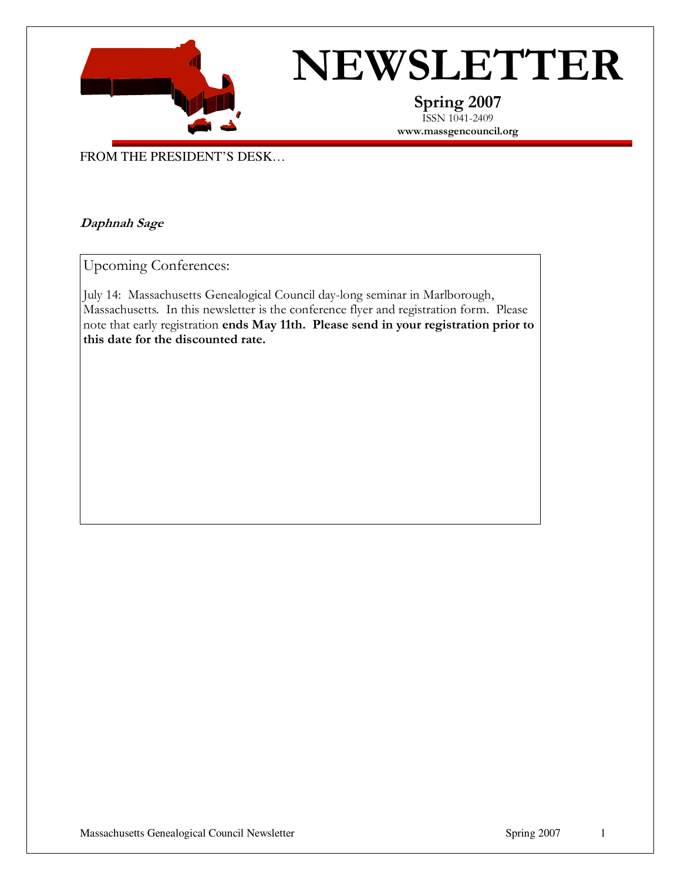# NEWSLETTER

**Spring 2007**

ISSN 1041-2409

**www.massgencouncil.org**

FROM THE PRESIDENT'S DESK…

***Daphnah Sage***

Upcoming Conferences:

July 14: Massachusetts Genealogical Council day-long seminar in Marlborough, Massachusetts. In this newsletter is the conference flyer and registration form. Please note that early registration **ends May 11th. Please send in your registration prior to this date for the discounted rate.**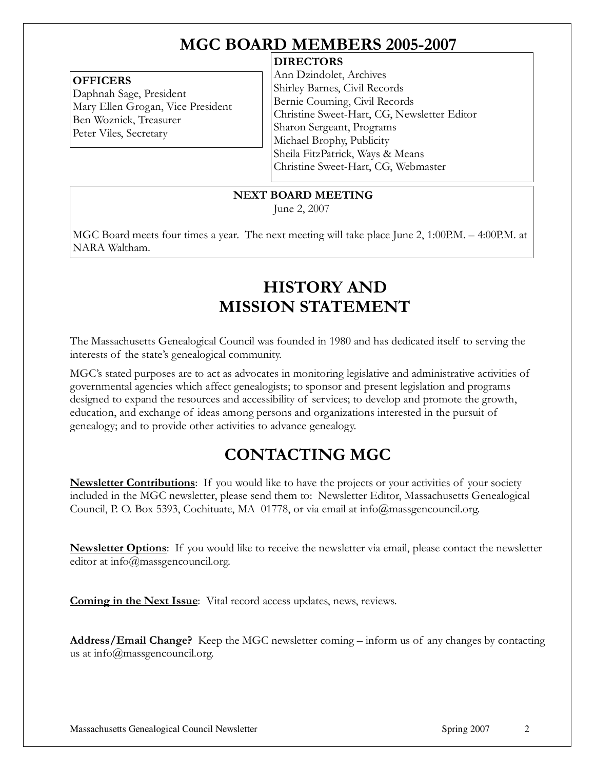# MGC BOARD MEMBERS 2005-2007

**OFFICERS**
Daphnah Sage, President
Mary Ellen Grogan, Vice President
Ben Woznick, Treasurer
Peter Viles, Secretary

**DIRECTORS**
Ann Dzindolet, Archives
Shirley Barnes, Civil Records
Bernie Couming, Civil Records
Christine Sweet-Hart, CG, Newsletter Editor
Sharon Sergeant, Programs
Michael Brophy, Publicity
Sheila FitzPatrick, Ways & Means
Christine Sweet-Hart, CG, Webmaster

**NEXT BOARD MEETING**
June 2, 2007

MGC Board meets four times a year. The next meeting will take place June 2, 1:00P.M. – 4:00P.M. at NARA Waltham.

# HISTORY AND MISSION STATEMENT

The Massachusetts Genealogical Council was founded in 1980 and has dedicated itself to serving the interests of the state's genealogical community.

MGC's stated purposes are to act as advocates in monitoring legislative and administrative activities of governmental agencies which affect genealogists; to sponsor and present legislation and programs designed to expand the resources and accessibility of services; to develop and promote the growth, education, and exchange of ideas among persons and organizations interested in the pursuit of genealogy; and to provide other activities to advance genealogy.

# CONTACTING MGC

**Newsletter Contributions**: If you would like to have the projects or your activities of your society included in the MGC newsletter, please send them to: Newsletter Editor, Massachusetts Genealogical Council, P. O. Box 5393, Cochituate, MA 01778, or via email at info@massgencouncil.org.

**Newsletter Options**: If you would like to receive the newsletter via email, please contact the newsletter editor at info@massgencouncil.org.

**Coming in the Next Issue**: Vital record access updates, news, reviews.

**Address/Email Change?** Keep the MGC newsletter coming – inform us of any changes by contacting us at info@massgencouncil.org.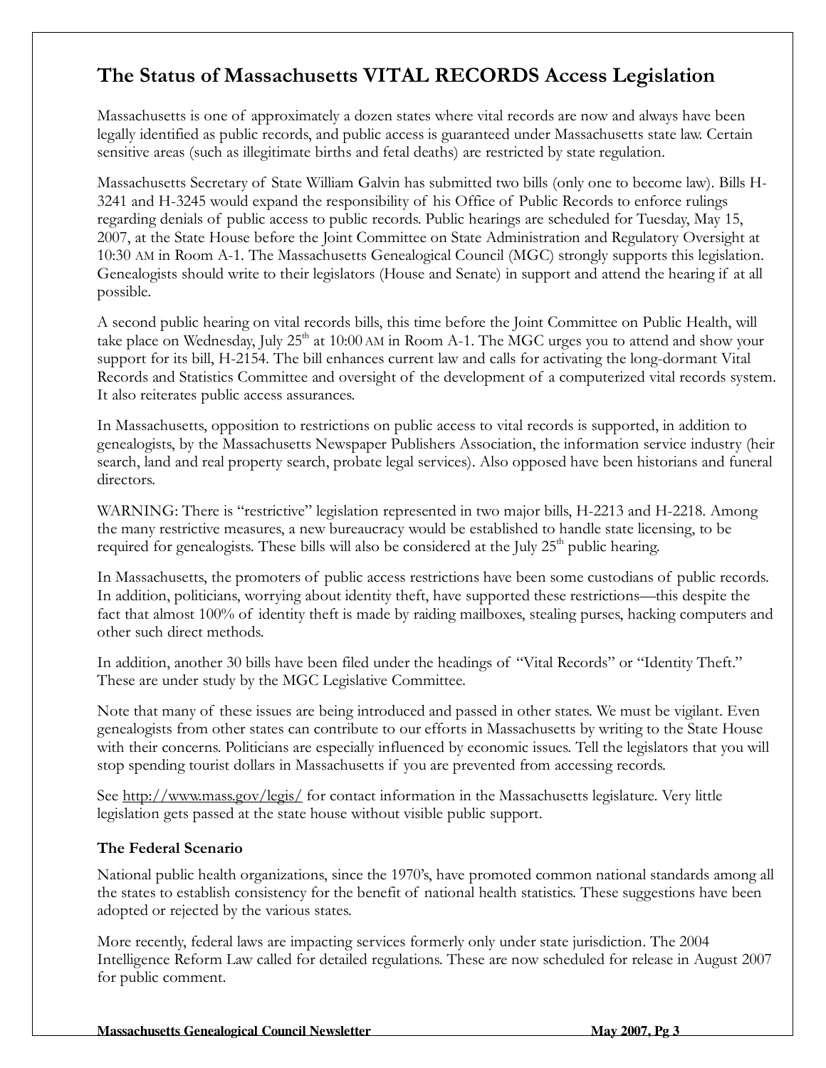## The Status of Massachusetts VITAL RECORDS Access Legislation

Massachusetts is one of approximately a dozen states where vital records are now and always have been legally identified as public records, and public access is guaranteed under Massachusetts state law. Certain sensitive areas (such as illegitimate births and fetal deaths) are restricted by state regulation.

Massachusetts Secretary of State William Galvin has submitted two bills (only one to become law). Bills H-3241 and H-3245 would expand the responsibility of his Office of Public Records to enforce rulings regarding denials of public access to public records. Public hearings are scheduled for Tuesday, May 15, 2007, at the State House before the Joint Committee on State Administration and Regulatory Oversight at 10:30 AM in Room A-1. The Massachusetts Genealogical Council (MGC) strongly supports this legislation. Genealogists should write to their legislators (House and Senate) in support and attend the hearing if at all possible.

A second public hearing on vital records bills, this time before the Joint Committee on Public Health, will take place on Wednesday, July 25th at 10:00 AM in Room A-1. The MGC urges you to attend and show your support for its bill, H-2154. The bill enhances current law and calls for activating the long-dormant Vital Records and Statistics Committee and oversight of the development of a computerized vital records system. It also reiterates public access assurances.

In Massachusetts, opposition to restrictions on public access to vital records is supported, in addition to genealogists, by the Massachusetts Newspaper Publishers Association, the information service industry (heir search, land and real property search, probate legal services). Also opposed have been historians and funeral directors.

WARNING: There is "restrictive" legislation represented in two major bills, H-2213 and H-2218. Among the many restrictive measures, a new bureaucracy would be established to handle state licensing, to be required for genealogists. These bills will also be considered at the July 25th public hearing.

In Massachusetts, the promoters of public access restrictions have been some custodians of public records. In addition, politicians, worrying about identity theft, have supported these restrictions—this despite the fact that almost 100% of identity theft is made by raiding mailboxes, stealing purses, hacking computers and other such direct methods.

In addition, another 30 bills have been filed under the headings of "Vital Records" or "Identity Theft." These are under study by the MGC Legislative Committee.

Note that many of these issues are being introduced and passed in other states. We must be vigilant. Even genealogists from other states can contribute to our efforts in Massachusetts by writing to the State House with their concerns. Politicians are especially influenced by economic issues. Tell the legislators that you will stop spending tourist dollars in Massachusetts if you are prevented from accessing records.

See http://www.mass.gov/legis/ for contact information in the Massachusetts legislature. Very little legislation gets passed at the state house without visible public support.

**The Federal Scenario**

National public health organizations, since the 1970's, have promoted common national standards among all the states to establish consistency for the benefit of national health statistics. These suggestions have been adopted or rejected by the various states.

More recently, federal laws are impacting services formerly only under state jurisdiction. The 2004 Intelligence Reform Law called for detailed regulations. These are now scheduled for release in August 2007 for public comment.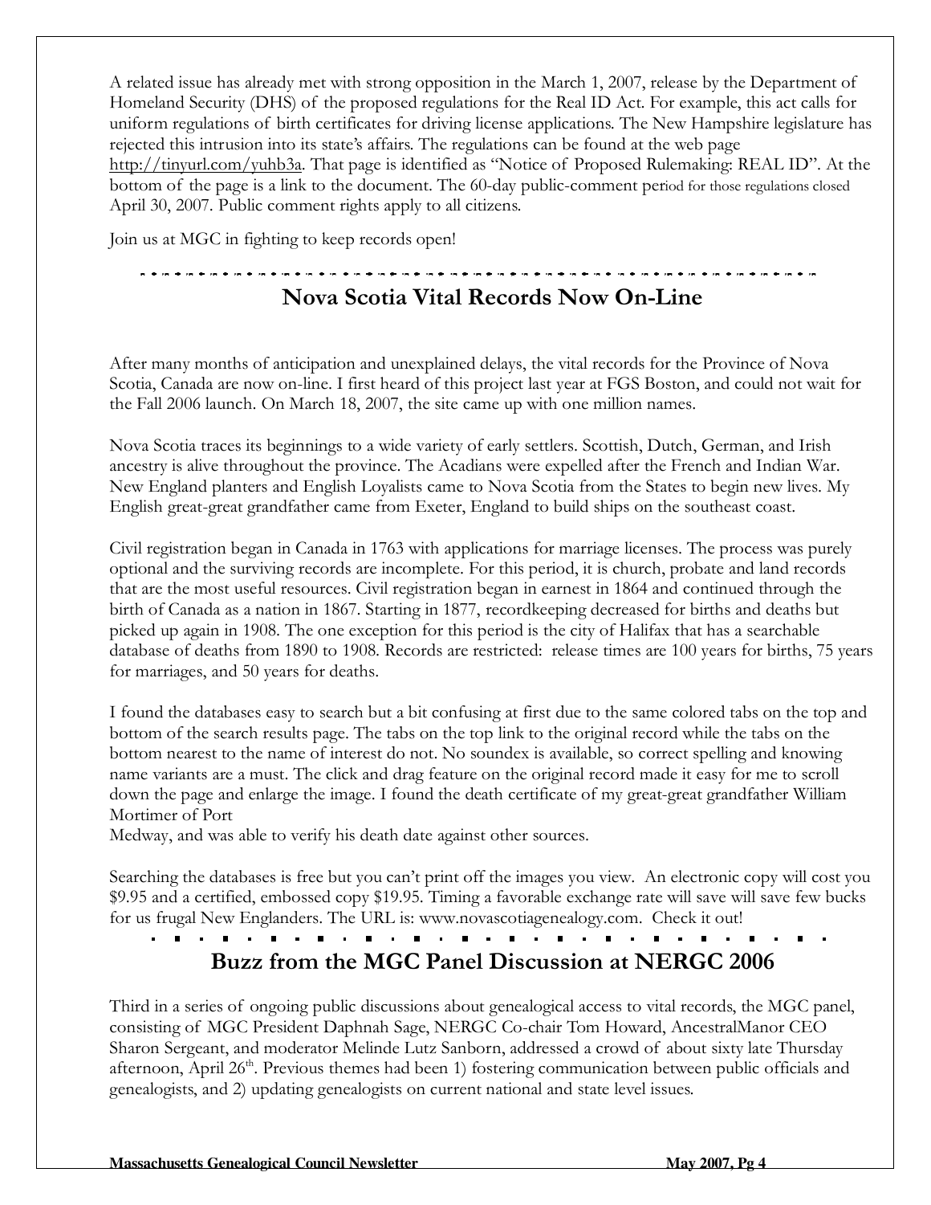A related issue has already met with strong opposition in the March 1, 2007, release by the Department of Homeland Security (DHS) of the proposed regulations for the Real ID Act. For example, this act calls for uniform regulations of birth certificates for driving license applications. The New Hampshire legislature has rejected this intrusion into its state's affairs. The regulations can be found at the web page http://tinyurl.com/yuhb3a. That page is identified as "Notice of Proposed Rulemaking: REAL ID". At the bottom of the page is a link to the document. The 60-day public-comment period for those regulations closed April 30, 2007. Public comment rights apply to all citizens.

Join us at MGC in fighting to keep records open!

## Nova Scotia Vital Records Now On-Line

After many months of anticipation and unexplained delays, the vital records for the Province of Nova Scotia, Canada are now on-line. I first heard of this project last year at FGS Boston, and could not wait for the Fall 2006 launch. On March 18, 2007, the site came up with one million names.

Nova Scotia traces its beginnings to a wide variety of early settlers. Scottish, Dutch, German, and Irish ancestry is alive throughout the province. The Acadians were expelled after the French and Indian War. New England planters and English Loyalists came to Nova Scotia from the States to begin new lives. My English great-great grandfather came from Exeter, England to build ships on the southeast coast.

Civil registration began in Canada in 1763 with applications for marriage licenses. The process was purely optional and the surviving records are incomplete. For this period, it is church, probate and land records that are the most useful resources. Civil registration began in earnest in 1864 and continued through the birth of Canada as a nation in 1867. Starting in 1877, recordkeeping decreased for births and deaths but picked up again in 1908. The one exception for this period is the city of Halifax that has a searchable database of deaths from 1890 to 1908. Records are restricted: release times are 100 years for births, 75 years for marriages, and 50 years for deaths.

I found the databases easy to search but a bit confusing at first due to the same colored tabs on the top and bottom of the search results page. The tabs on the top link to the original record while the tabs on the bottom nearest to the name of interest do not. No soundex is available, so correct spelling and knowing name variants are a must. The click and drag feature on the original record made it easy for me to scroll down the page and enlarge the image. I found the death certificate of my great-great grandfather William Mortimer of Port
Medway, and was able to verify his death date against other sources.

Searching the databases is free but you can't print off the images you view. An electronic copy will cost you $9.95 and a certified, embossed copy $19.95. Timing a favorable exchange rate will save will save few bucks for us frugal New Englanders. The URL is: www.novascotiagenealogy.com. Check it out!

## Buzz from the MGC Panel Discussion at NERGC 2006

Third in a series of ongoing public discussions about genealogical access to vital records, the MGC panel, consisting of MGC President Daphnah Sage, NERGC Co-chair Tom Howard, AncestralManor CEO Sharon Sergeant, and moderator Melinde Lutz Sanborn, addressed a crowd of about sixty late Thursday afternoon, April 26th. Previous themes had been 1) fostering communication between public officials and genealogists, and 2) updating genealogists on current national and state level issues.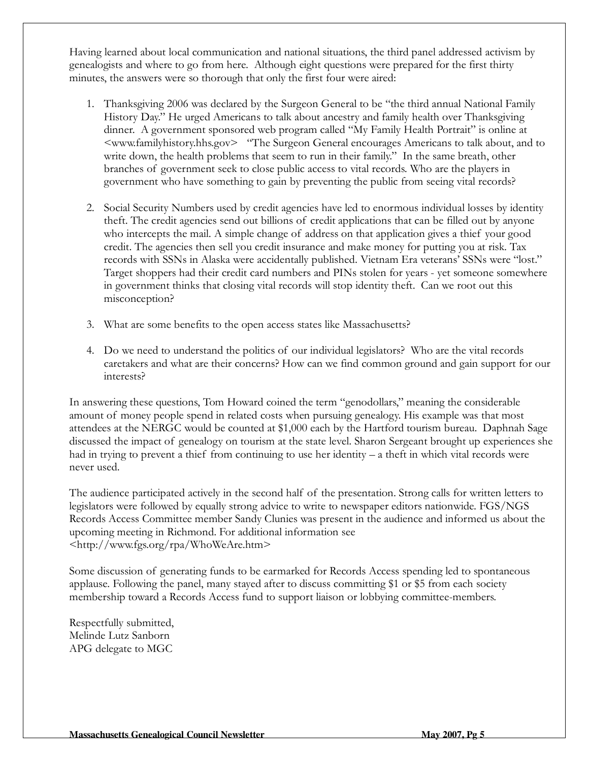Having learned about local communication and national situations, the third panel addressed activism by genealogists and where to go from here. Although eight questions were prepared for the first thirty minutes, the answers were so thorough that only the first four were aired:

1. Thanksgiving 2006 was declared by the Surgeon General to be "the third annual National Family History Day." He urged Americans to talk about ancestry and family health over Thanksgiving dinner. A government sponsored web program called "My Family Health Portrait" is online at <www.familyhistory.hhs.gov> "The Surgeon General encourages Americans to talk about, and to write down, the health problems that seem to run in their family." In the same breath, other branches of government seek to close public access to vital records. Who are the players in government who have something to gain by preventing the public from seeing vital records?

2. Social Security Numbers used by credit agencies have led to enormous individual losses by identity theft. The credit agencies send out billions of credit applications that can be filled out by anyone who intercepts the mail. A simple change of address on that application gives a thief your good credit. The agencies then sell you credit insurance and make money for putting you at risk. Tax records with SSNs in Alaska were accidentally published. Vietnam Era veterans' SSNs were "lost." Target shoppers had their credit card numbers and PINs stolen for years - yet someone somewhere in government thinks that closing vital records will stop identity theft. Can we root out this misconception?

3. What are some benefits to the open access states like Massachusetts?

4. Do we need to understand the politics of our individual legislators? Who are the vital records caretakers and what are their concerns? How can we find common ground and gain support for our interests?

In answering these questions, Tom Howard coined the term "genodollars," meaning the considerable amount of money people spend in related costs when pursuing genealogy. His example was that most attendees at the NERGC would be counted at $1,000 each by the Hartford tourism bureau. Daphnah Sage discussed the impact of genealogy on tourism at the state level. Sharon Sergeant brought up experiences she had in trying to prevent a thief from continuing to use her identity – a theft in which vital records were never used.

The audience participated actively in the second half of the presentation. Strong calls for written letters to legislators were followed by equally strong advice to write to newspaper editors nationwide. FGS/NGS Records Access Committee member Sandy Clunies was present in the audience and informed us about the upcoming meeting in Richmond. For additional information see <http://www.fgs.org/rpa/WhoWeAre.htm>

Some discussion of generating funds to be earmarked for Records Access spending led to spontaneous applause. Following the panel, many stayed after to discuss committing $1 or $5 from each society membership toward a Records Access fund to support liaison or lobbying committee-members.

Respectfully submitted,
Melinde Lutz Sanborn
APG delegate to MGC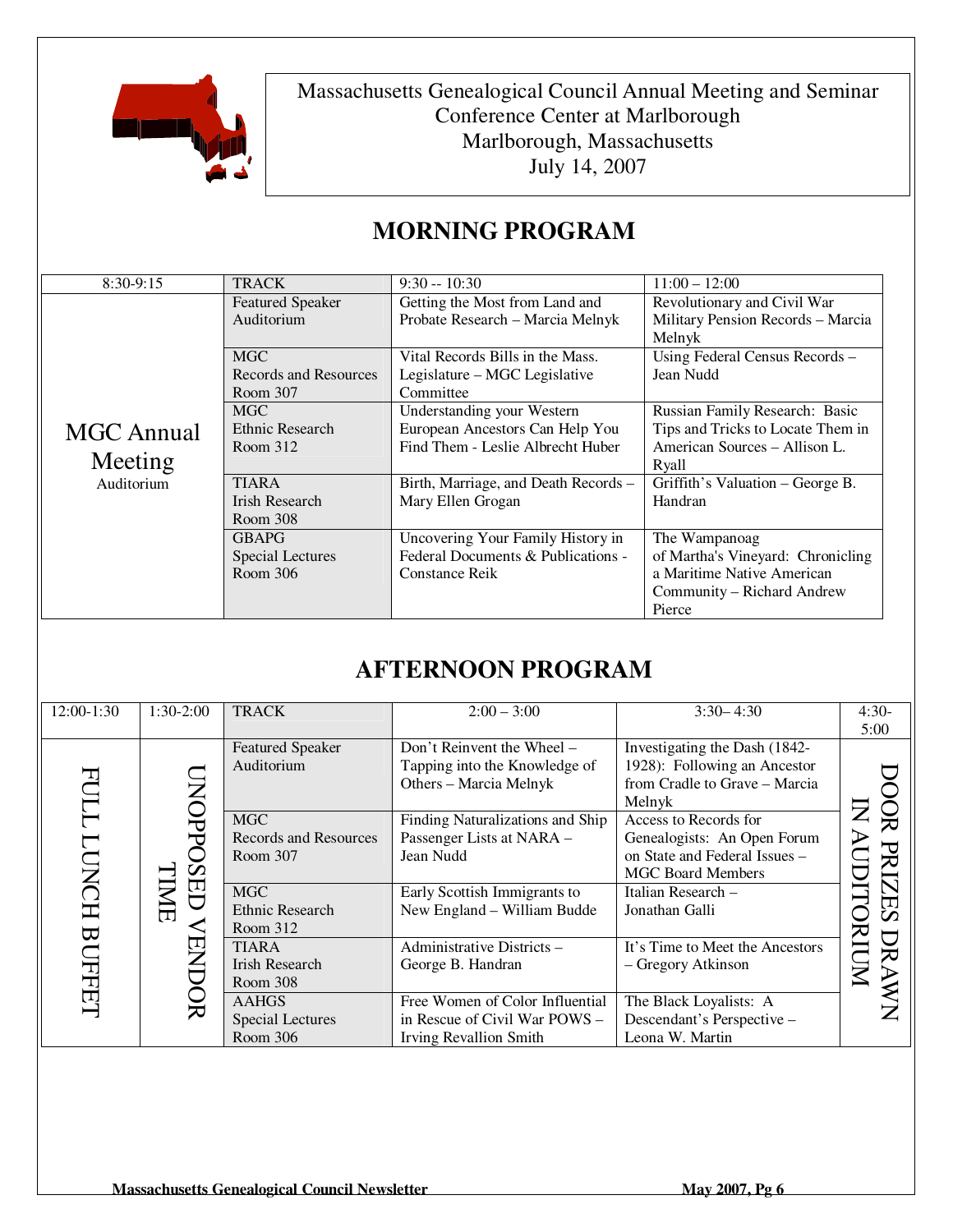Massachusetts Genealogical Council Annual Meeting and Seminar
Conference Center at Marlborough
Marlborough, Massachusetts
July 14, 2007

## MORNING PROGRAM

| 8:30-9:15 | TRACK | 9:30 -- 10:30 | 11:00 – 12:00 |
|---|---|---|---|
| MGC Annual Meeting Auditorium | Featured Speaker Auditorium | Getting the Most from Land and Probate Research – Marcia Melnyk | Revolutionary and Civil War Military Pension Records – Marcia Melnyk |
| | MGC Records and Resources Room 307 | Vital Records Bills in the Mass. Legislature – MGC Legislative Committee | Using Federal Census Records – Jean Nudd |
| | MGC Ethnic Research Room 312 | Understanding your Western European Ancestors Can Help You Find Them - Leslie Albrecht Huber | Russian Family Research: Basic Tips and Tricks to Locate Them in American Sources – Allison L. Ryall |
| | TIARA Irish Research Room 308 | Birth, Marriage, and Death Records – Mary Ellen Grogan | Griffith's Valuation – George B. Handran |
| | GBAPG Special Lectures Room 306 | Uncovering Your Family History in Federal Documents & Publications - Constance Reik | The Wampanoag of Martha's Vineyard: Chronicling a Maritime Native American Community – Richard Andrew Pierce |

## AFTERNOON PROGRAM

| 12:00-1:30 | 1:30-2:00 | TRACK | 2:00 – 3:00 | 3:30– 4:30 | 4:30-5:00 |
|---|---|---|---|---|---|
| FULL LUNCH BUFFET | UNOPPOSED VENDOR TIME | Featured Speaker Auditorium | Don't Reinvent the Wheel – Tapping into the Knowledge of Others – Marcia Melnyk | Investigating the Dash (1842-1928): Following an Ancestor from Cradle to Grave – Marcia Melnyk | DOOR PRIZES DRAWN IN AUDITORIUM |
| | | MGC Records and Resources Room 307 | Finding Naturalizations and Ship Passenger Lists at NARA – Jean Nudd | Access to Records for Genealogists: An Open Forum on State and Federal Issues – MGC Board Members | |
| | | MGC Ethnic Research Room 312 | Early Scottish Immigrants to New England – William Budde | Italian Research – Jonathan Galli | |
| | | TIARA Irish Research Room 308 | Administrative Districts – George B. Handran | It's Time to Meet the Ancestors – Gregory Atkinson | |
| | | AAHGS Special Lectures Room 306 | Free Women of Color Influential in Rescue of Civil War POWS – Irving Revallion Smith | The Black Loyalists: A Descendant's Perspective – Leona W. Martin | |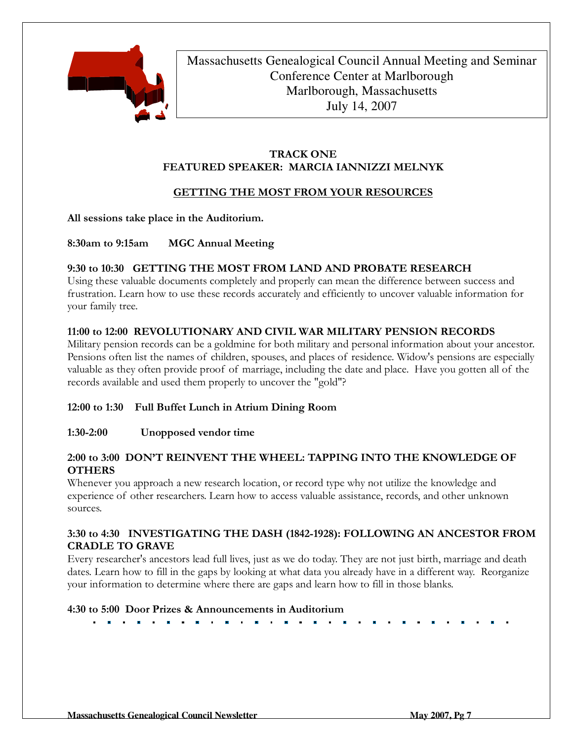Massachusetts Genealogical Council Annual Meeting and Seminar
Conference Center at Marlborough
Marlborough, Massachusetts
July 14, 2007

## TRACK ONE
## FEATURED SPEAKER: MARCIA IANNIZZI MELNYK

### GETTING THE MOST FROM YOUR RESOURCES

**All sessions take place in the Auditorium.**

**8:30am to 9:15am MGC Annual Meeting**

**9:30 to 10:30 GETTING THE MOST FROM LAND AND PROBATE RESEARCH**

Using these valuable documents completely and properly can mean the difference between success and frustration. Learn how to use these records accurately and efficiently to uncover valuable information for your family tree.

**11:00 to 12:00 REVOLUTIONARY AND CIVIL WAR MILITARY PENSION RECORDS**

Military pension records can be a goldmine for both military and personal information about your ancestor. Pensions often list the names of children, spouses, and places of residence. Widow's pensions are especially valuable as they often provide proof of marriage, including the date and place. Have you gotten all of the records available and used them properly to uncover the "gold"?

**12:00 to 1:30 Full Buffet Lunch in Atrium Dining Room**

**1:30-2:00 Unopposed vendor time**

**2:00 to 3:00 DON'T REINVENT THE WHEEL: TAPPING INTO THE KNOWLEDGE OF OTHERS**

Whenever you approach a new research location, or record type why not utilize the knowledge and experience of other researchers. Learn how to access valuable assistance, records, and other unknown sources.

**3:30 to 4:30 INVESTIGATING THE DASH (1842-1928): FOLLOWING AN ANCESTOR FROM CRADLE TO GRAVE**

Every researcher's ancestors lead full lives, just as we do today. They are not just birth, marriage and death dates. Learn how to fill in the gaps by looking at what data you already have in a different way. Reorganize your information to determine where there are gaps and learn how to fill in those blanks.

**4:30 to 5:00 Door Prizes & Announcements in Auditorium**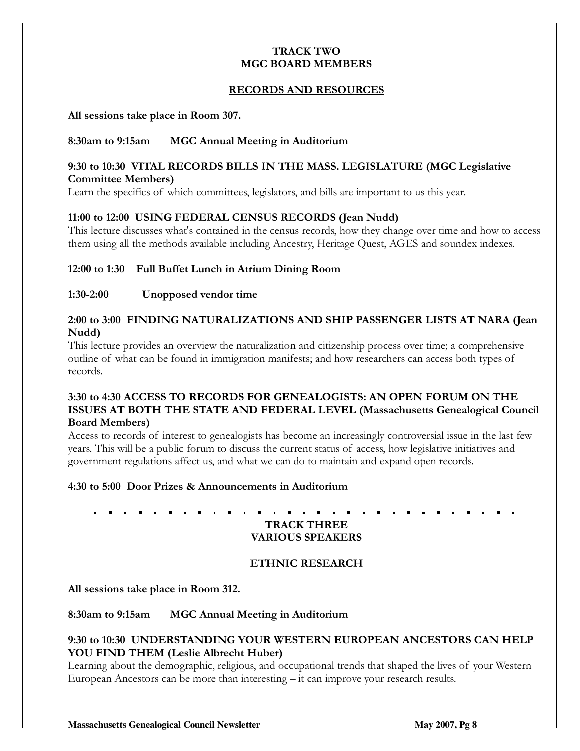## TRACK TWO
## MGC BOARD MEMBERS

### RECORDS AND RESOURCES

**All sessions take place in Room 307.**

**8:30am to 9:15am MGC Annual Meeting in Auditorium**

**9:30 to 10:30 VITAL RECORDS BILLS IN THE MASS. LEGISLATURE (MGC Legislative Committee Members)**
Learn the specifics of which committees, legislators, and bills are important to us this year.

**11:00 to 12:00 USING FEDERAL CENSUS RECORDS (Jean Nudd)**
This lecture discusses what's contained in the census records, how they change over time and how to access them using all the methods available including Ancestry, Heritage Quest, AGES and soundex indexes.

**12:00 to 1:30 Full Buffet Lunch in Atrium Dining Room**

**1:30-2:00 Unopposed vendor time**

**2:00 to 3:00 FINDING NATURALIZATIONS AND SHIP PASSENGER LISTS AT NARA (Jean Nudd)**
This lecture provides an overview the naturalization and citizenship process over time; a comprehensive outline of what can be found in immigration manifests; and how researchers can access both types of records.

**3:30 to 4:30 ACCESS TO RECORDS FOR GENEALOGISTS: AN OPEN FORUM ON THE ISSUES AT BOTH THE STATE AND FEDERAL LEVEL (Massachusetts Genealogical Council Board Members)**
Access to records of interest to genealogists has become an increasingly controversial issue in the last few years. This will be a public forum to discuss the current status of access, how legislative initiatives and government regulations affect us, and what we can do to maintain and expand open records.

**4:30 to 5:00 Door Prizes & Announcements in Auditorium**

---

## TRACK THREE
## VARIOUS SPEAKERS

### ETHNIC RESEARCH

**All sessions take place in Room 312.**

**8:30am to 9:15am MGC Annual Meeting in Auditorium**

**9:30 to 10:30 UNDERSTANDING YOUR WESTERN EUROPEAN ANCESTORS CAN HELP YOU FIND THEM (Leslie Albrecht Huber)**
Learning about the demographic, religious, and occupational trends that shaped the lives of your Western European Ancestors can be more than interesting – it can improve your research results.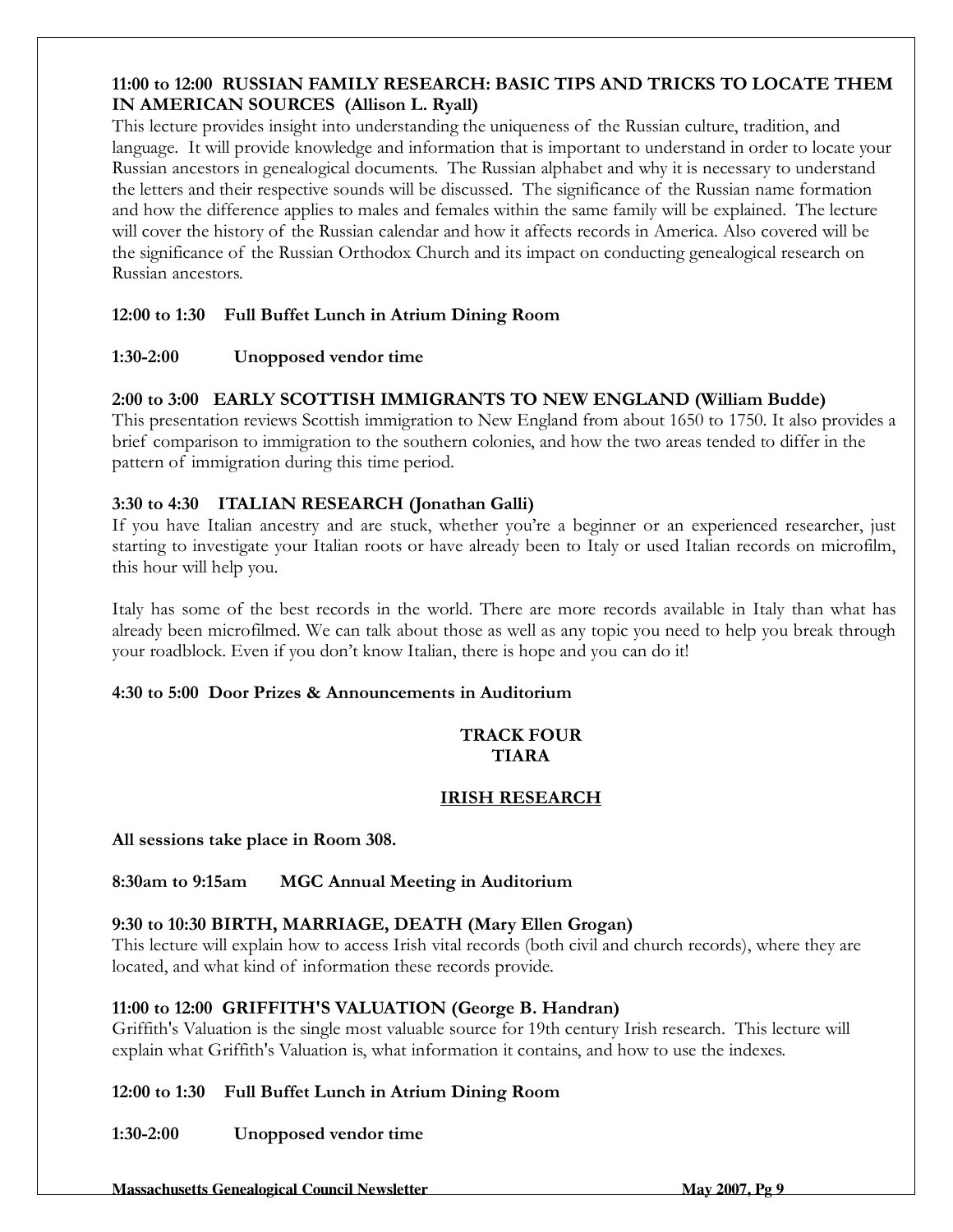**11:00 to 12:00 RUSSIAN FAMILY RESEARCH: BASIC TIPS AND TRICKS TO LOCATE THEM IN AMERICAN SOURCES (Allison L. Ryall)**

This lecture provides insight into understanding the uniqueness of the Russian culture, tradition, and language. It will provide knowledge and information that is important to understand in order to locate your Russian ancestors in genealogical documents. The Russian alphabet and why it is necessary to understand the letters and their respective sounds will be discussed. The significance of the Russian name formation and how the difference applies to males and females within the same family will be explained. The lecture will cover the history of the Russian calendar and how it affects records in America. Also covered will be the significance of the Russian Orthodox Church and its impact on conducting genealogical research on Russian ancestors.

**12:00 to 1:30 Full Buffet Lunch in Atrium Dining Room**

**1:30-2:00 Unopposed vendor time**

**2:00 to 3:00 EARLY SCOTTISH IMMIGRANTS TO NEW ENGLAND (William Budde)**

This presentation reviews Scottish immigration to New England from about 1650 to 1750. It also provides a brief comparison to immigration to the southern colonies, and how the two areas tended to differ in the pattern of immigration during this time period.

**3:30 to 4:30 ITALIAN RESEARCH (Jonathan Galli)**

If you have Italian ancestry and are stuck, whether you're a beginner or an experienced researcher, just starting to investigate your Italian roots or have already been to Italy or used Italian records on microfilm, this hour will help you.

Italy has some of the best records in the world. There are more records available in Italy than what has already been microfilmed. We can talk about those as well as any topic you need to help you break through your roadblock. Even if you don't know Italian, there is hope and you can do it!

**4:30 to 5:00 Door Prizes & Announcements in Auditorium**

## TRACK FOUR
## TIARA

### IRISH RESEARCH

**All sessions take place in Room 308.**

**8:30am to 9:15am MGC Annual Meeting in Auditorium**

**9:30 to 10:30 BIRTH, MARRIAGE, DEATH (Mary Ellen Grogan)**

This lecture will explain how to access Irish vital records (both civil and church records), where they are located, and what kind of information these records provide.

**11:00 to 12:00 GRIFFITH'S VALUATION (George B. Handran)**

Griffith's Valuation is the single most valuable source for 19th century Irish research. This lecture will explain what Griffith's Valuation is, what information it contains, and how to use the indexes.

**12:00 to 1:30 Full Buffet Lunch in Atrium Dining Room**

**1:30-2:00 Unopposed vendor time**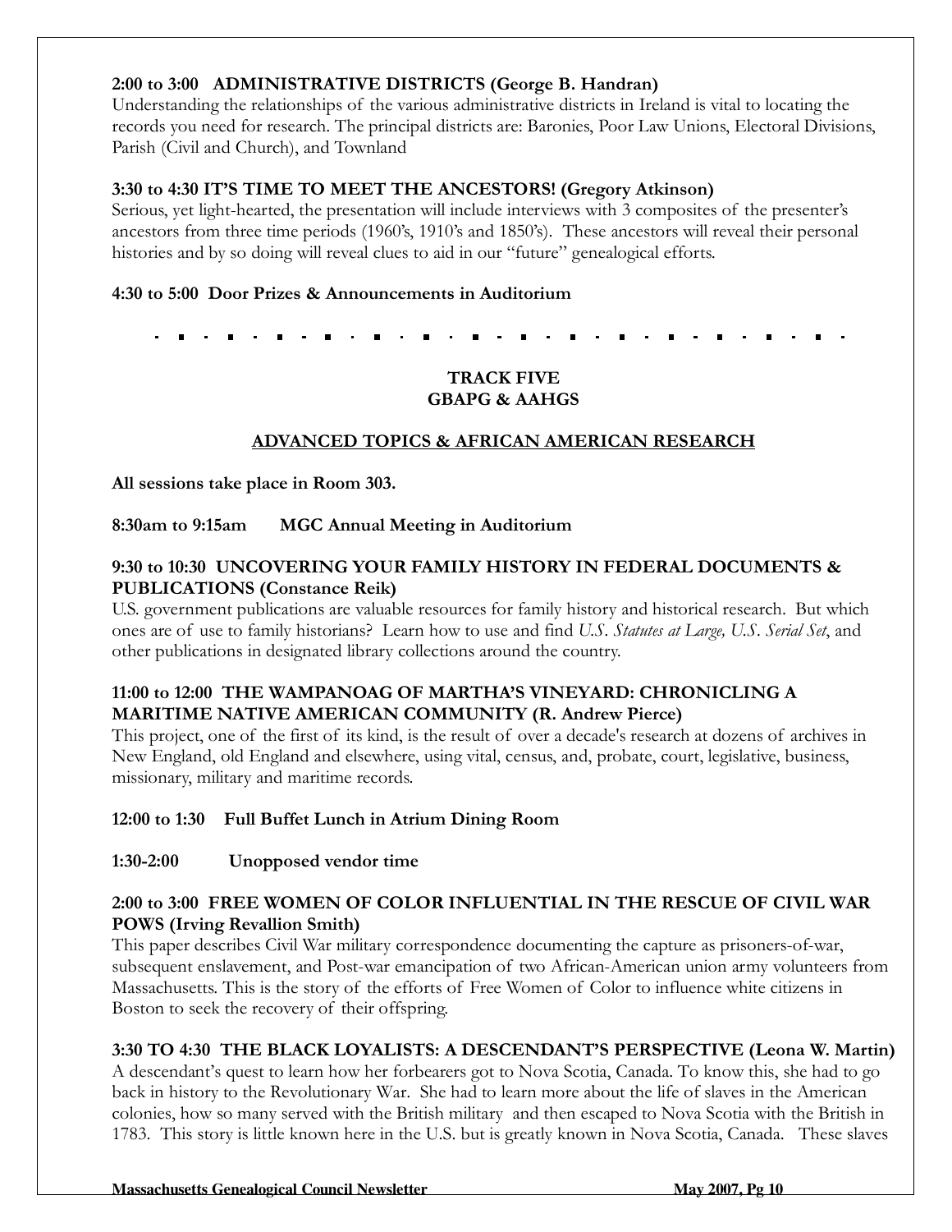**2:00 to 3:00 ADMINISTRATIVE DISTRICTS (George B. Handran)**
Understanding the relationships of the various administrative districts in Ireland is vital to locating the records you need for research. The principal districts are: Baronies, Poor Law Unions, Electoral Divisions, Parish (Civil and Church), and Townland

**3:30 to 4:30 IT'S TIME TO MEET THE ANCESTORS! (Gregory Atkinson)**
Serious, yet light-hearted, the presentation will include interviews with 3 composites of the presenter's ancestors from three time periods (1960's, 1910's and 1850's). These ancestors will reveal their personal histories and by so doing will reveal clues to aid in our "future" genealogical efforts.

**4:30 to 5:00 Door Prizes & Announcements in Auditorium**

---

## TRACK FIVE
## GBAPG & AAHGS

### ADVANCED TOPICS & AFRICAN AMERICAN RESEARCH

**All sessions take place in Room 303.**

**8:30am to 9:15am MGC Annual Meeting in Auditorium**

**9:30 to 10:30 UNCOVERING YOUR FAMILY HISTORY IN FEDERAL DOCUMENTS & PUBLICATIONS (Constance Reik)**
U.S. government publications are valuable resources for family history and historical research. But which ones are of use to family historians? Learn how to use and find *U.S. Statutes at Large, U.S. Serial Set*, and other publications in designated library collections around the country.

**11:00 to 12:00 THE WAMPANOAG OF MARTHA'S VINEYARD: CHRONICLING A MARITIME NATIVE AMERICAN COMMUNITY (R. Andrew Pierce)**
This project, one of the first of its kind, is the result of over a decade's research at dozens of archives in New England, old England and elsewhere, using vital, census, and, probate, court, legislative, business, missionary, military and maritime records.

**12:00 to 1:30 Full Buffet Lunch in Atrium Dining Room**

**1:30-2:00 Unopposed vendor time**

**2:00 to 3:00 FREE WOMEN OF COLOR INFLUENTIAL IN THE RESCUE OF CIVIL WAR POWS (Irving Revallion Smith)**
This paper describes Civil War military correspondence documenting the capture as prisoners-of-war, subsequent enslavement, and Post-war emancipation of two African-American union army volunteers from Massachusetts. This is the story of the efforts of Free Women of Color to influence white citizens in Boston to seek the recovery of their offspring.

**3:30 TO 4:30 THE BLACK LOYALISTS: A DESCENDANT'S PERSPECTIVE (Leona W. Martin)**
A descendant's quest to learn how her forbearers got to Nova Scotia, Canada. To know this, she had to go back in history to the Revolutionary War. She had to learn more about the life of slaves in the American colonies, how so many served with the British military and then escaped to Nova Scotia with the British in 1783. This story is little known here in the U.S. but is greatly known in Nova Scotia, Canada. These slaves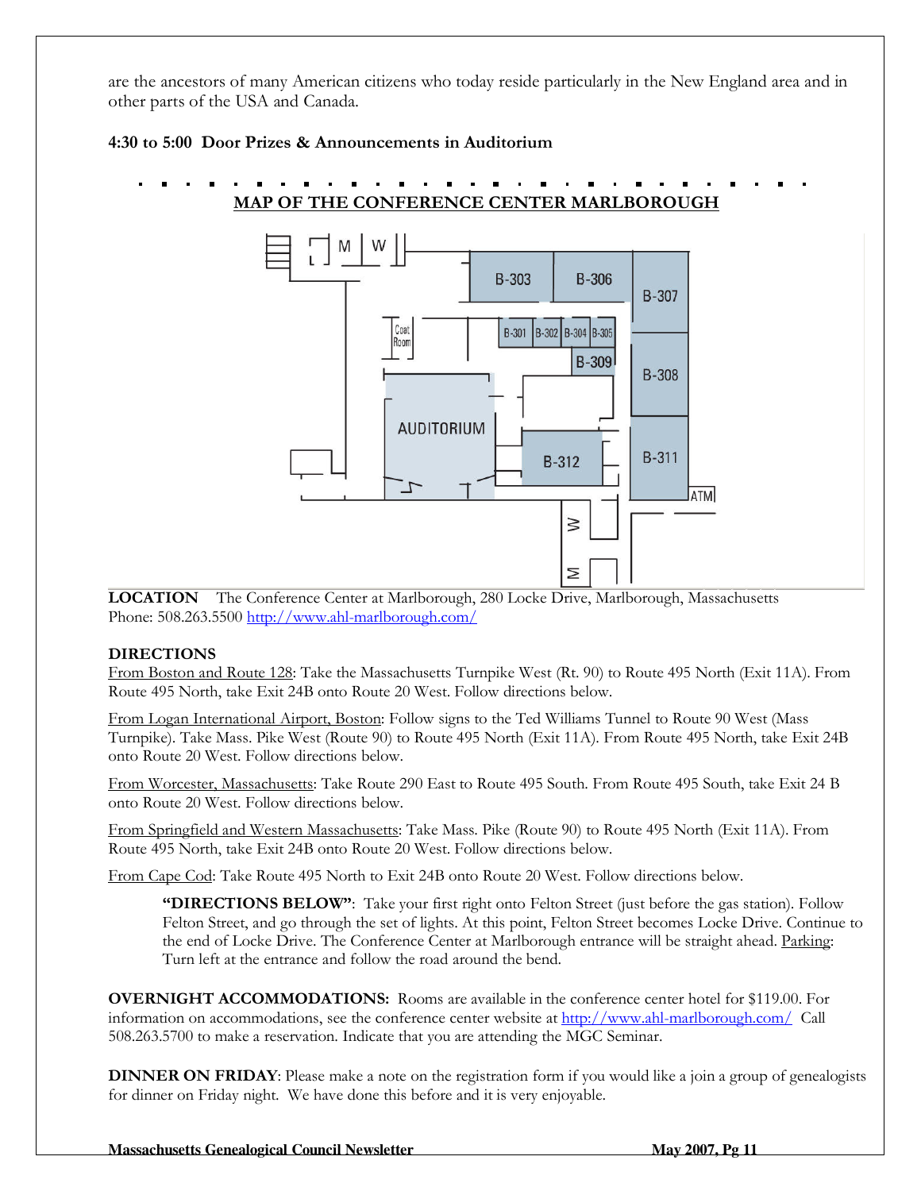are the ancestors of many American citizens who today reside particularly in the New England area and in other parts of the USA and Canada.

**4:30 to 5:00 Door Prizes & Announcements in Auditorium**

## MAP OF THE CONFERENCE CENTER MARLBOROUGH

**LOCATION** The Conference Center at Marlborough, 280 Locke Drive, Marlborough, Massachusetts
Phone: 508.263.5500 http://www.ahl-marlborough.com/

**DIRECTIONS**

From Boston and Route 128: Take the Massachusetts Turnpike West (Rt. 90) to Route 495 North (Exit 11A). From Route 495 North, take Exit 24B onto Route 20 West. Follow directions below.

From Logan International Airport, Boston: Follow signs to the Ted Williams Tunnel to Route 90 West (Mass Turnpike). Take Mass. Pike West (Route 90) to Route 495 North (Exit 11A). From Route 495 North, take Exit 24B onto Route 20 West. Follow directions below.

From Worcester, Massachusetts: Take Route 290 East to Route 495 South. From Route 495 South, take Exit 24 B onto Route 20 West. Follow directions below.

From Springfield and Western Massachusetts: Take Mass. Pike (Route 90) to Route 495 North (Exit 11A). From Route 495 North, take Exit 24B onto Route 20 West. Follow directions below.

From Cape Cod: Take Route 495 North to Exit 24B onto Route 20 West. Follow directions below.

> **"DIRECTIONS BELOW"**: Take your first right onto Felton Street (just before the gas station). Follow Felton Street, and go through the set of lights. At this point, Felton Street becomes Locke Drive. Continue to the end of Locke Drive. The Conference Center at Marlborough entrance will be straight ahead. Parking: Turn left at the entrance and follow the road around the bend.

**OVERNIGHT ACCOMMODATIONS:** Rooms are available in the conference center hotel for $119.00. For information on accommodations, see the conference center website at http://www.ahl-marlborough.com/ Call 508.263.5700 to make a reservation. Indicate that you are attending the MGC Seminar.

**DINNER ON FRIDAY**: Please make a note on the registration form if you would like a join a group of genealogists for dinner on Friday night. We have done this before and it is very enjoyable.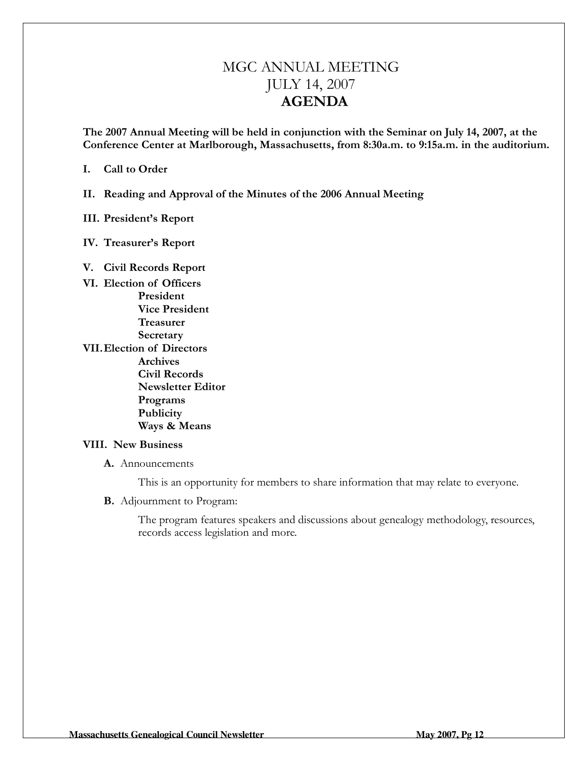# MGC ANNUAL MEETING
# JULY 14, 2007
# AGENDA

**The 2007 Annual Meeting will be held in conjunction with the Seminar on July 14, 2007, at the Conference Center at Marlborough, Massachusetts, from 8:30a.m. to 9:15a.m. in the auditorium.**

**I. Call to Order**

**II. Reading and Approval of the Minutes of the 2006 Annual Meeting**

**III. President's Report**

**IV. Treasurer's Report**

**V. Civil Records Report**

**VI. Election of Officers**
- **President**
- **Vice President**
- **Treasurer**
- **Secretary**

**VII. Election of Directors**
- **Archives**
- **Civil Records**
- **Newsletter Editor**
- **Programs**
- **Publicity**
- **Ways & Means**

**VIII. New Business**

**A.** Announcements

This is an opportunity for members to share information that may relate to everyone.

**B.** Adjournment to Program:

The program features speakers and discussions about genealogy methodology, resources, records access legislation and more.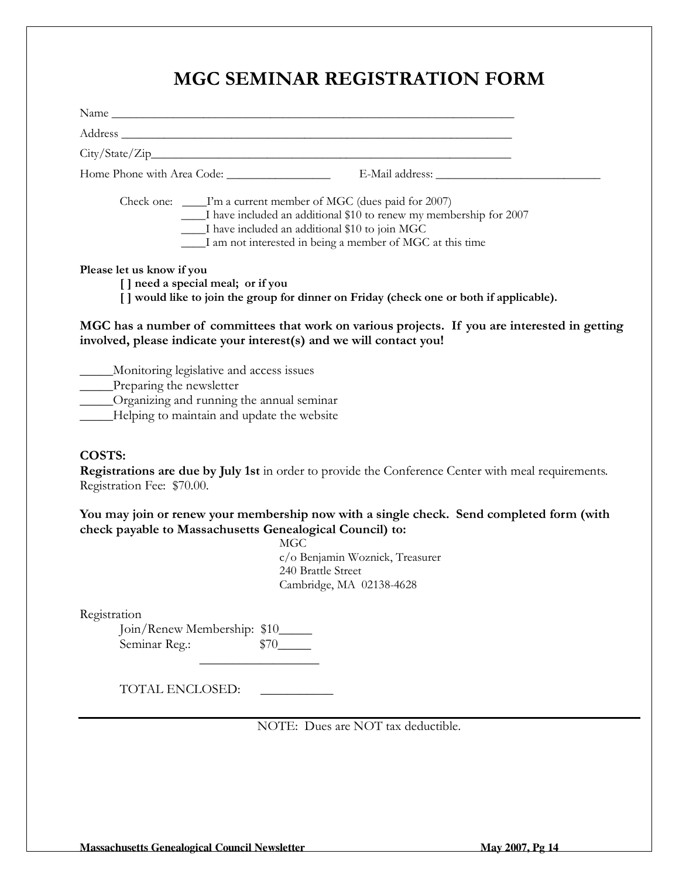# MGC SEMINAR REGISTRATION FORM

Name ___________________________________________________________________

Address _________________________________________________________________

City/State/Zip______________________________________________________________

Home Phone with Area Code: _________________ E-Mail address: ____________________________

Check one: ____I'm a current member of MGC (dues paid for 2007)
____I have included an additional $10 to renew my membership for 2007
____I have included an additional $10 to join MGC
____I am not interested in being a member of MGC at this time

**Please let us know if you**
**[ ] need a special meal; or if you**
**[ ] would like to join the group for dinner on Friday (check one or both if applicable).**

**MGC has a number of committees that work on various projects. If you are interested in getting involved, please indicate your interest(s) and we will contact you!**

_____Monitoring legislative and access issues
_____Preparing the newsletter
_____Organizing and running the annual seminar
_____Helping to maintain and update the website

**COSTS:**
**Registrations are due by July 1st** in order to provide the Conference Center with meal requirements.
Registration Fee: $70.00.

**You may join or renew your membership now with a single check. Send completed form (with check payable to Massachusetts Genealogical Council) to:**

MGC
c/o Benjamin Woznick, Treasurer
240 Brattle Street
Cambridge, MA 02138-4628

Registration
Join/Renew Membership: $10_____
Seminar Reg.: $70_____
__________________

TOTAL ENCLOSED: ___________

---

NOTE: Dues are NOT tax deductible.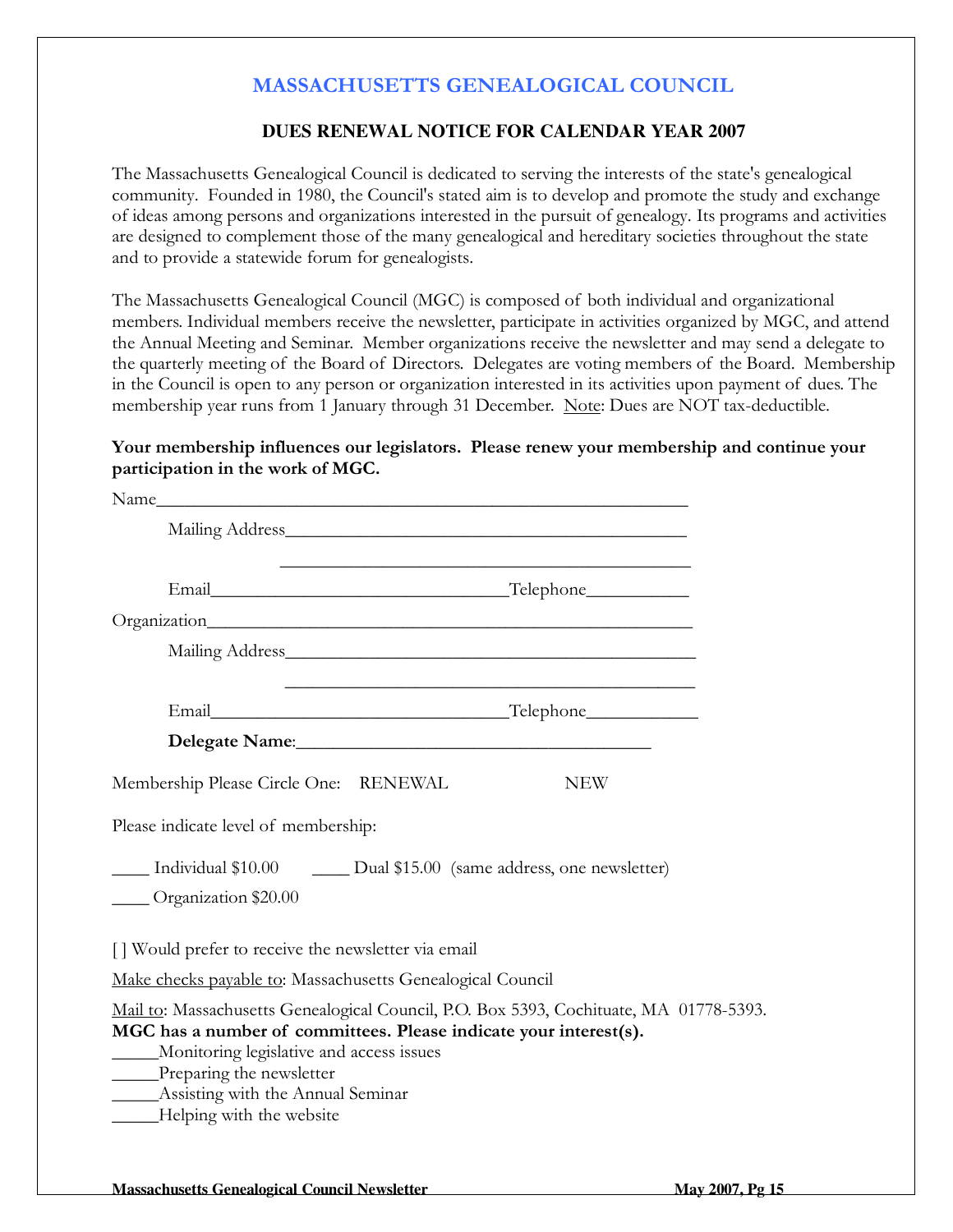# MASSACHUSETTS GENEALOGICAL COUNCIL

## DUES RENEWAL NOTICE FOR CALENDAR YEAR 2007

The Massachusetts Genealogical Council is dedicated to serving the interests of the state's genealogical community. Founded in 1980, the Council's stated aim is to develop and promote the study and exchange of ideas among persons and organizations interested in the pursuit of genealogy. Its programs and activities are designed to complement those of the many genealogical and hereditary societies throughout the state and to provide a statewide forum for genealogists.

The Massachusetts Genealogical Council (MGC) is composed of both individual and organizational members. Individual members receive the newsletter, participate in activities organized by MGC, and attend the Annual Meeting and Seminar. Member organizations receive the newsletter and may send a delegate to the quarterly meeting of the Board of Directors. Delegates are voting members of the Board. Membership in the Council is open to any person or organization interested in its activities upon payment of dues. The membership year runs from 1 January through 31 December. Note: Dues are NOT tax-deductible.

**Your membership influences our legislators. Please renew your membership and continue your participation in the work of MGC.**

Name________________________________________________________

Mailing Address___________________________________________

___________________________________________

Email_________________________________Telephone___________

Organization__________________________________________________

Mailing Address_____________________________________________

_____________________________________________

Email_________________________________Telephone____________

**Delegate Name**:______________________________________

Membership Please Circle One: RENEWAL NEW

Please indicate level of membership:

____ Individual $10.00 ____ Dual $15.00 (same address, one newsletter)

____ Organization $20.00

[ ] Would prefer to receive the newsletter via email

Make checks payable to: Massachusetts Genealogical Council

Mail to: Massachusetts Genealogical Council, P.O. Box 5393, Cochituate, MA 01778-5393.

**MGC has a number of committees. Please indicate your interest(s).**

_____Monitoring legislative and access issues
_____Preparing the newsletter
_____Assisting with the Annual Seminar
_____Helping with the website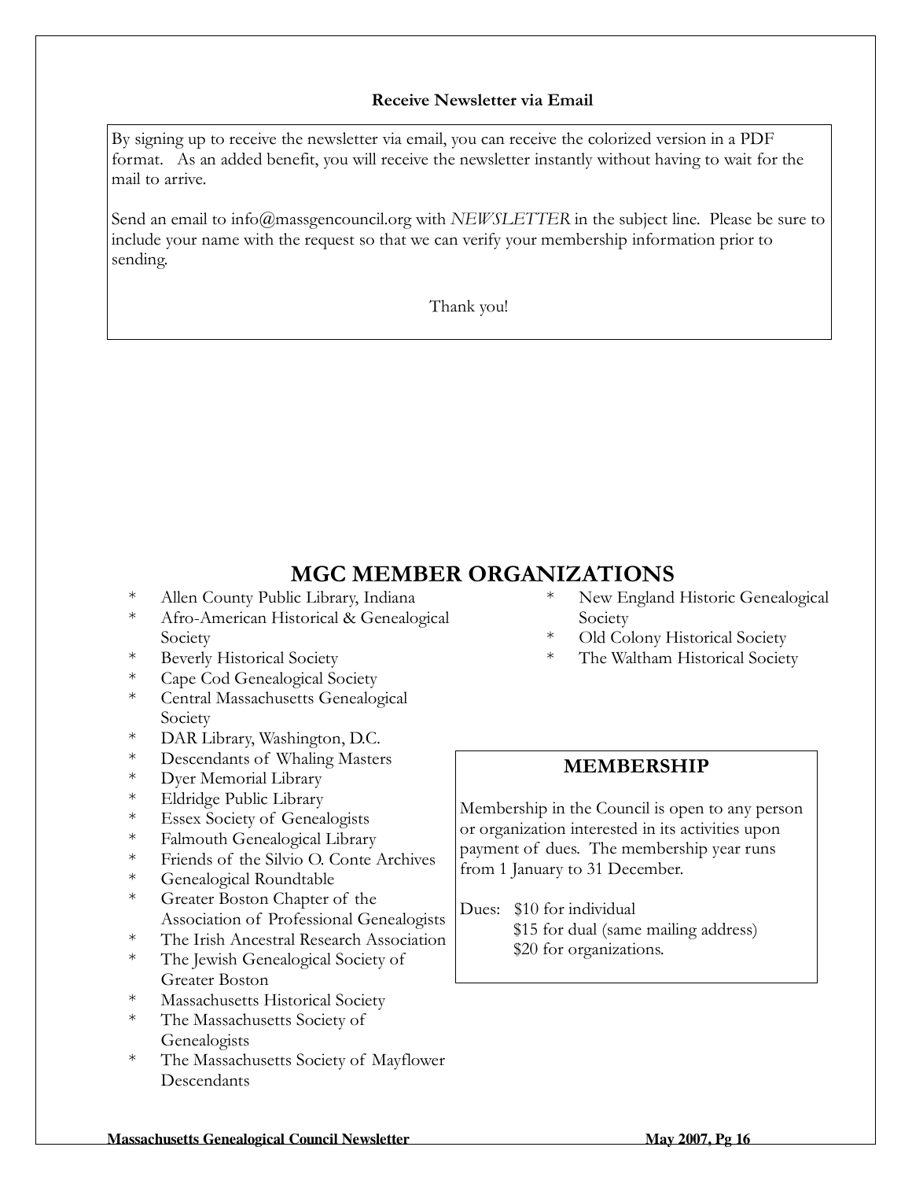### Receive Newsletter via Email

By signing up to receive the newsletter via email, you can receive the colorized version in a PDF format. As an added benefit, you will receive the newsletter instantly without having to wait for the mail to arrive.

Send an email to info@massgencouncil.org with *NEWSLETTER* in the subject line. Please be sure to include your name with the request so that we can verify your membership information prior to sending.

Thank you!

## MGC MEMBER ORGANIZATIONS

* Allen County Public Library, Indiana
* Afro-American Historical & Genealogical Society
* Beverly Historical Society
* Cape Cod Genealogical Society
* Central Massachusetts Genealogical Society
* DAR Library, Washington, D.C.
* Descendants of Whaling Masters
* Dyer Memorial Library
* Eldridge Public Library
* Essex Society of Genealogists
* Falmouth Genealogical Library
* Friends of the Silvio O. Conte Archives
* Genealogical Roundtable
* Greater Boston Chapter of the Association of Professional Genealogists
* The Irish Ancestral Research Association
* The Jewish Genealogical Society of Greater Boston
* Massachusetts Historical Society
* The Massachusetts Society of Genealogists
* The Massachusetts Society of Mayflower Descendants
* New England Historic Genealogical Society
* Old Colony Historical Society
* The Waltham Historical Society

### MEMBERSHIP

Membership in the Council is open to any person or organization interested in its activities upon payment of dues. The membership year runs from 1 January to 31 December.

Dues: $10 for individual
$15 for dual (same mailing address)
$20 for organizations.